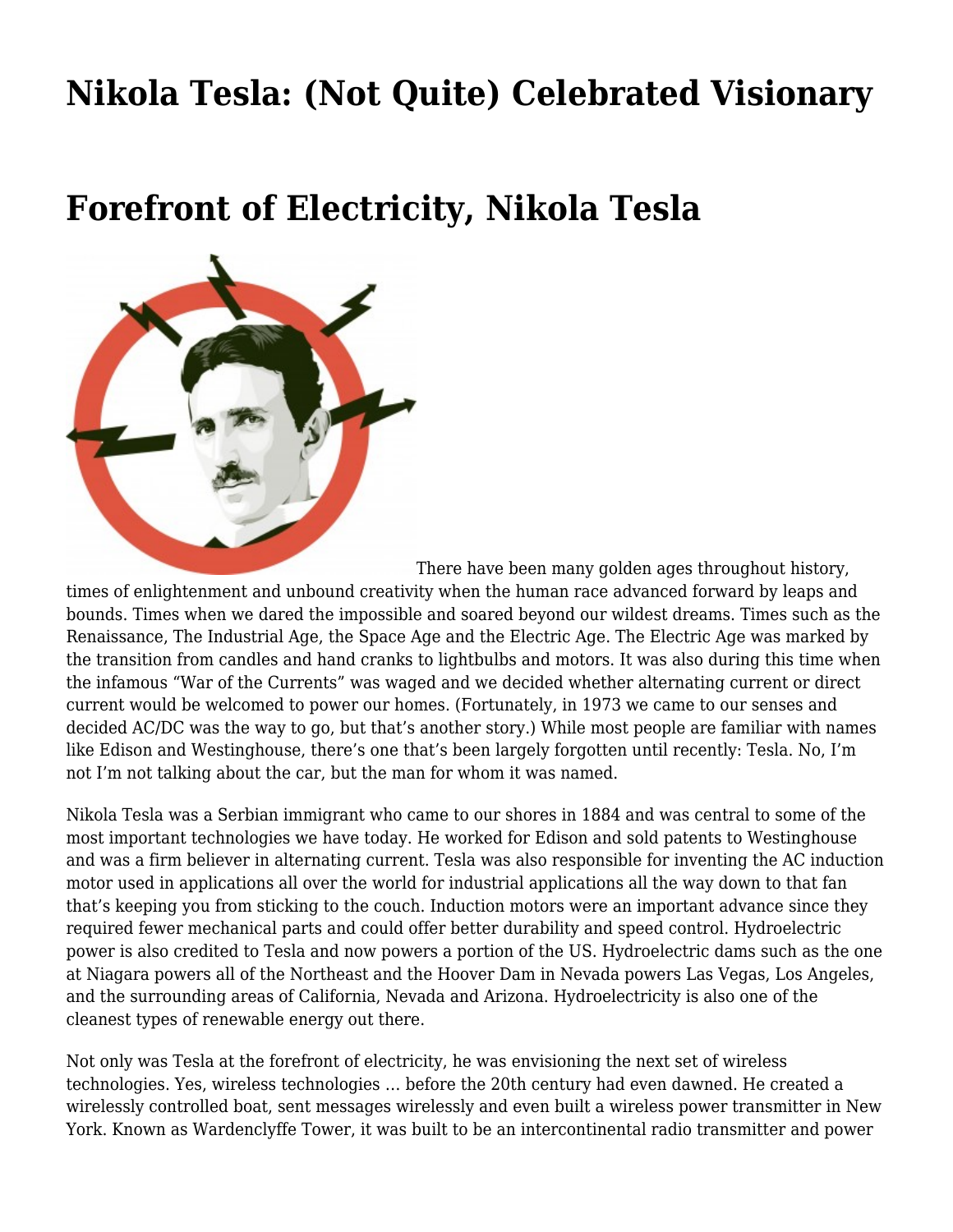# Nikola Tesla: (Not Quite) Celebrated Visionary

# Forefront of Electricity, Nikola Tesla

There have been many golden ages throughout history, times of enlightenment and unbound creativity when the human race advanced forward by leaps and bounds. Times when we dared the impossible and soared beyond our wildest dreams. Times such as the Renaissance, The Industrial Age, the Space Age and the Electric Age. The Electric Age was marked by the transition from candles and hand cranks to lightbulbs and motors. It was also during this time when the infamous "War of the Currents" was waged and we decided whether alternating current or direct current would be welcomed to power our homes. (Fortunately, in 1973 we came to our senses and decided AC/DC was the way to go, but that's another story.) While most people are familiar with names like Edison and Westinghouse, there's one that's been largely forgotten until recently: Tesla. No, I'm not I'm not talking about the car, but the man for whom it was named.

Nikola Tesla was a Serbian immigrant who came to our shores in 1884 and was central to some of the most important technologies we have today. He worked for Edison and sold patents to Westinghouse and was a firm believer in alternating current. Tesla was also responsible for inventing the AC induction motor used in applications all over the world for industrial applications all the way down to that fan that's keeping you from sticking to the couch. Induction motors were an important advance since they required fewer mechanical parts and could offer better durability and speed control. Hydroelectric power is also credited to Tesla and now powers a portion of the US. Hydroelectric dams such as the one at Niagara powers all of the Northeast and the Hoover Dam in Nevada powers Las Vegas, Los Angeles, and the surrounding areas of California, Nevada and Arizona. Hydroelectricity is also one of the cleanest types of renewable energy out there.

Not only was Tesla at the forefront of electricity, he was envisioning the next set of wireless technologies. Yes, wireless technologies … before the 20th century had even dawned. He created a wirelessly controlled boat, sent messages wirelessly and even built a wireless power transmitter in New York. Known as Wardenclyffe Tower, it was built to be an intercontinental radio transmitter and power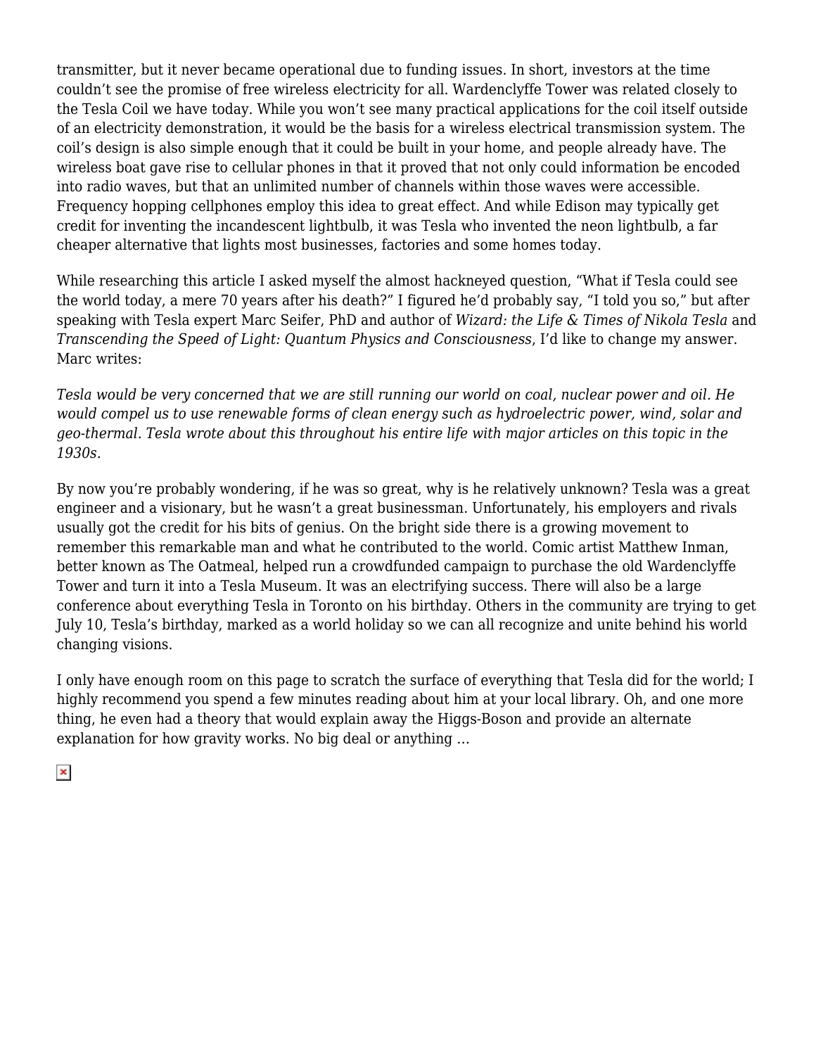transmitter, but it never became operational due to funding issues. In short, investors at the time couldn't see the promise of free wireless electricity for all. Wardenclyffe Tower was related closely to the Tesla Coil we have today. While you won't see many practical applications for the coil itself outside of an electricity demonstration, it would be the basis for a wireless electrical transmission system. The coil's design is also simple enough that it could be built in your home, and people already have. The wireless boat gave rise to cellular phones in that it proved that not only could information be encoded into radio waves, but that an unlimited number of channels within those waves were accessible. Frequency hopping cellphones employ this idea to great effect. And while Edison may typically get credit for inventing the incandescent lightbulb, it was Tesla who invented the neon lightbulb, a far cheaper alternative that lights most businesses, factories and some homes today.

While researching this article I asked myself the almost hackneyed question, "What if Tesla could see the world today, a mere 70 years after his death?" I figured he'd probably say, "I told you so," but after speaking with Tesla expert Marc Seifer, PhD and author of *Wizard: the Life & Times of Nikola Tesla* and *Transcending the Speed of Light: Quantum Physics and Consciousness*, I'd like to change my answer. Marc writes:

*Tesla would be very concerned that we are still running our world on coal, nuclear power and oil. He would compel us to use renewable forms of clean energy such as hydroelectric power, wind, solar and geo-thermal. Tesla wrote about this throughout his entire life with major articles on this topic in the 1930s.*

By now you're probably wondering, if he was so great, why is he relatively unknown? Tesla was a great engineer and a visionary, but he wasn't a great businessman. Unfortunately, his employers and rivals usually got the credit for his bits of genius. On the bright side there is a growing movement to remember this remarkable man and what he contributed to the world. Comic artist Matthew Inman, better known as The Oatmeal, helped run a crowdfunded campaign to purchase the old Wardenclyffe Tower and turn it into a Tesla Museum. It was an electrifying success. There will also be a large conference about everything Tesla in Toronto on his birthday. Others in the community are trying to get July 10, Tesla's birthday, marked as a world holiday so we can all recognize and unite behind his world changing visions.

I only have enough room on this page to scratch the surface of everything that Tesla did for the world; I highly recommend you spend a few minutes reading about him at your local library. Oh, and one more thing, he even had a theory that would explain away the Higgs-Boson and provide an alternate explanation for how gravity works. No big deal or anything …